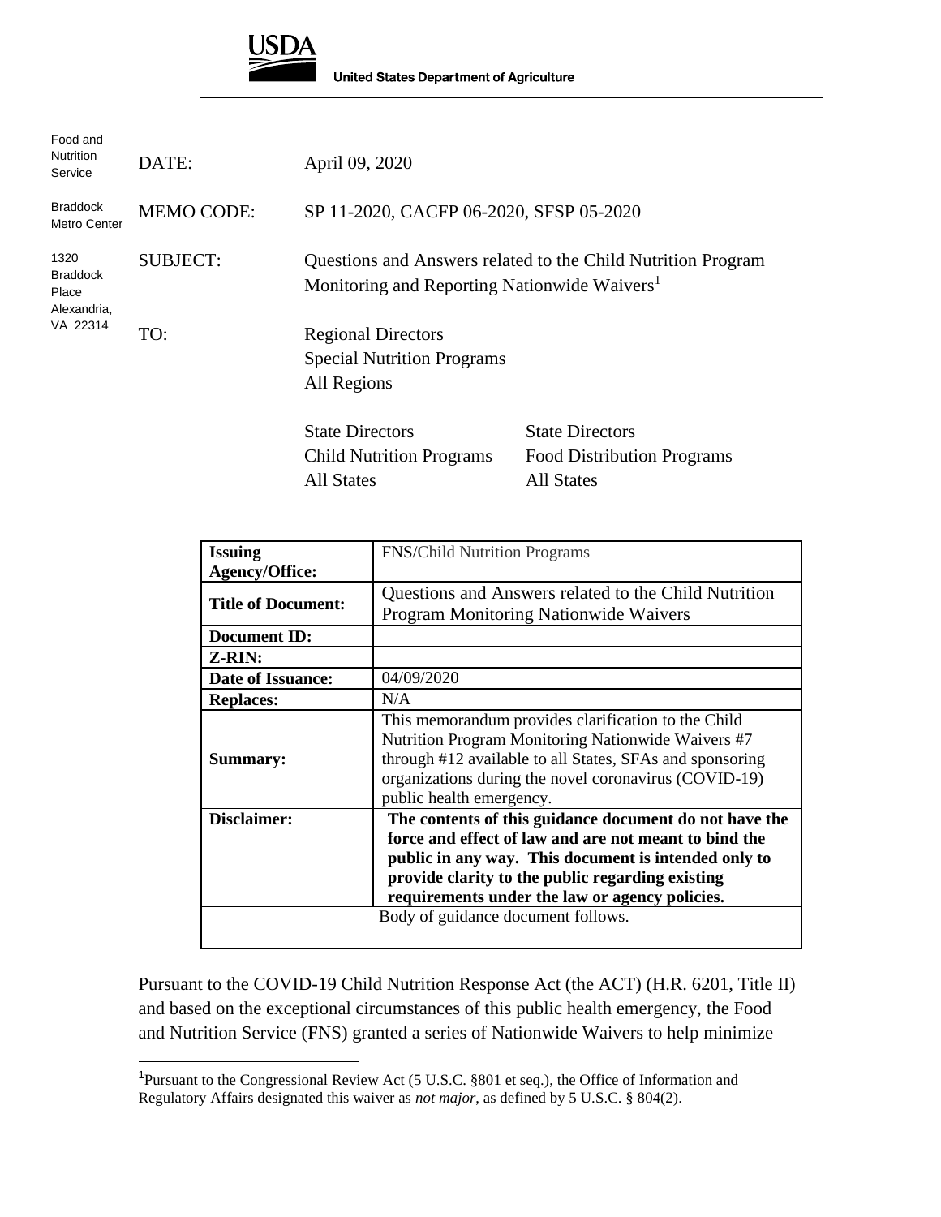USDA

United States Department of Agriculture

Food and Nutrition Service

Braddock Metro Center

1320 Braddock Place Alexandria, VA 22314

DATE: April 09, 2020

MEMO CODE: SP 11-2020, CACFP 06-2020, SFSP 05-2020

SUBJECT: Questions and Answers related to the Child Nutrition Program Monitoring and Reporting Nationwide Waivers[1]

TO: Regional Directors
Special Nutrition Programs
All Regions

State Directors
Child Nutrition Programs
All States

State Directors
Food Distribution Programs
All States

| **Issuing Agency/Office:** | FNS/Child Nutrition Programs |
|---|---|
| **Title of Document:** | Questions and Answers related to the Child Nutrition Program Monitoring Nationwide Waivers |
| **Document ID:** | |
| **Z-RIN:** | |
| **Date of Issuance:** | 04/09/2020 |
| **Replaces:** | N/A |
| **Summary:** | This memorandum provides clarification to the Child Nutrition Program Monitoring Nationwide Waivers #7 through #12 available to all States, SFAs and sponsoring organizations during the novel coronavirus (COVID-19) public health emergency. |
| **Disclaimer:** | **The contents of this guidance document do not have the force and effect of law and are not meant to bind the public in any way. This document is intended only to provide clarity to the public regarding existing requirements under the law or agency policies.** |
| Body of guidance document follows. | |

Pursuant to the COVID-19 Child Nutrition Response Act (the ACT) (H.R. 6201, Title II) and based on the exceptional circumstances of this public health emergency, the Food and Nutrition Service (FNS) granted a series of Nationwide Waivers to help minimize

[1]Pursuant to the Congressional Review Act (5 U.S.C. §801 et seq.), the Office of Information and Regulatory Affairs designated this waiver as *not major*, as defined by 5 U.S.C. § 804(2).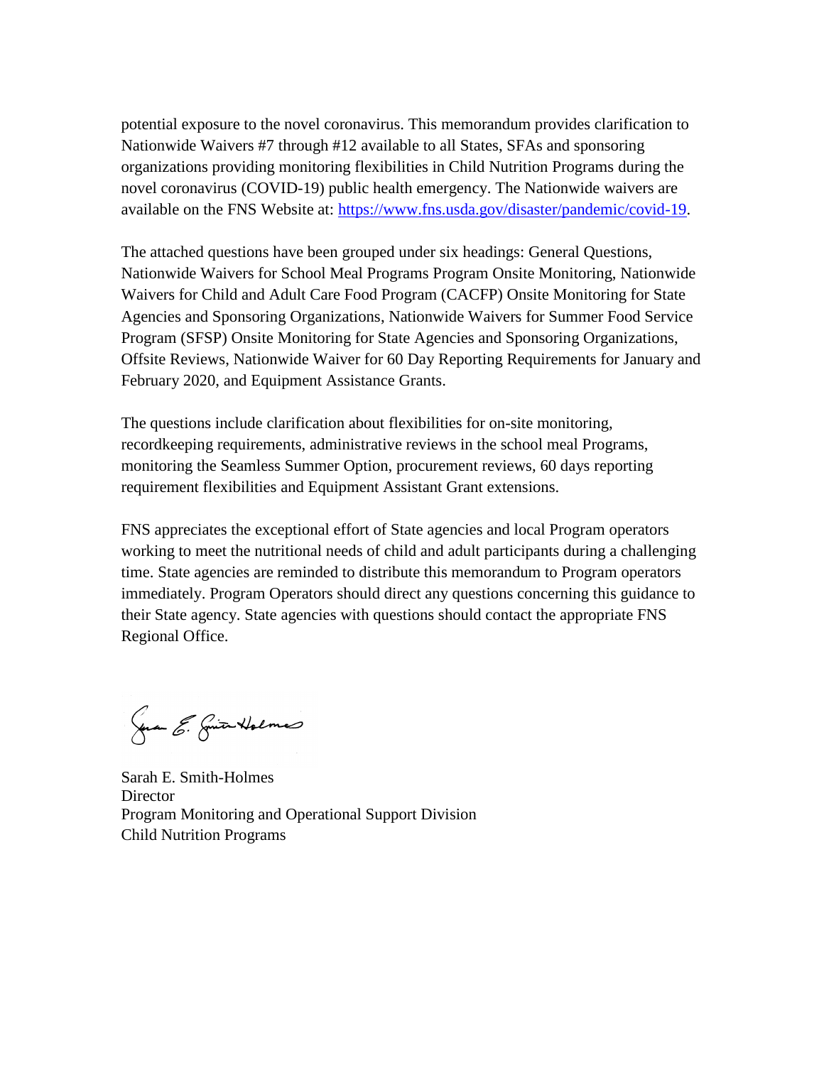potential exposure to the novel coronavirus. This memorandum provides clarification to Nationwide Waivers #7 through #12 available to all States, SFAs and sponsoring organizations providing monitoring flexibilities in Child Nutrition Programs during the novel coronavirus (COVID-19) public health emergency. The Nationwide waivers are available on the FNS Website at: https://www.fns.usda.gov/disaster/pandemic/covid-19.

The attached questions have been grouped under six headings: General Questions, Nationwide Waivers for School Meal Programs Program Onsite Monitoring, Nationwide Waivers for Child and Adult Care Food Program (CACFP) Onsite Monitoring for State Agencies and Sponsoring Organizations, Nationwide Waivers for Summer Food Service Program (SFSP) Onsite Monitoring for State Agencies and Sponsoring Organizations, Offsite Reviews, Nationwide Waiver for 60 Day Reporting Requirements for January and February 2020, and Equipment Assistance Grants.

The questions include clarification about flexibilities for on-site monitoring, recordkeeping requirements, administrative reviews in the school meal Programs, monitoring the Seamless Summer Option, procurement reviews, 60 days reporting requirement flexibilities and Equipment Assistant Grant extensions.

FNS appreciates the exceptional effort of State agencies and local Program operators working to meet the nutritional needs of child and adult participants during a challenging time. State agencies are reminded to distribute this memorandum to Program operators immediately. Program Operators should direct any questions concerning this guidance to their State agency. State agencies with questions should contact the appropriate FNS Regional Office.

Sarah E. Smith-Holmes
Director
Program Monitoring and Operational Support Division
Child Nutrition Programs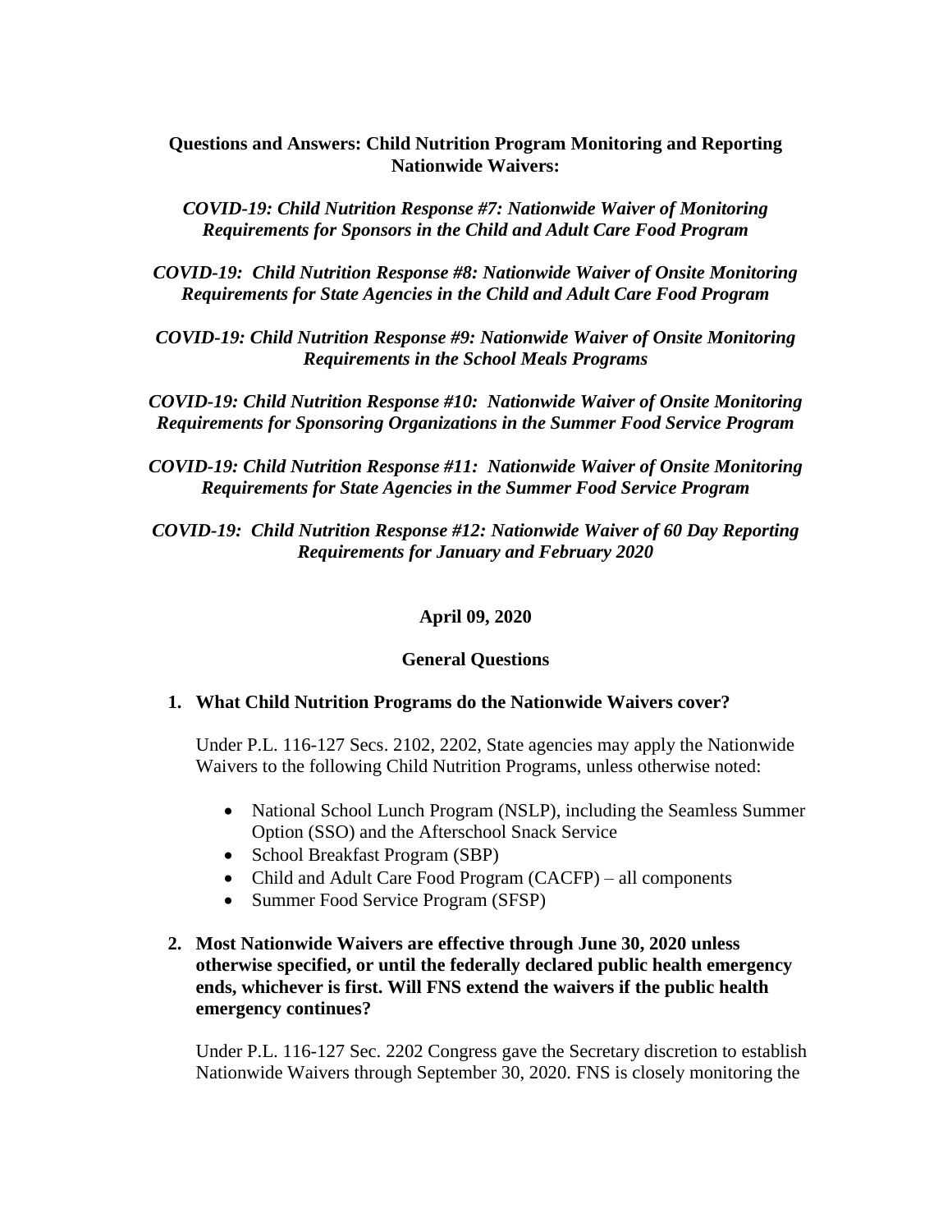**Questions and Answers: Child Nutrition Program Monitoring and Reporting Nationwide Waivers:**

***COVID-19: Child Nutrition Response #7: Nationwide Waiver of Monitoring Requirements for Sponsors in the Child and Adult Care Food Program***

***COVID-19: Child Nutrition Response #8: Nationwide Waiver of Onsite Monitoring Requirements for State Agencies in the Child and Adult Care Food Program***

***COVID-19: Child Nutrition Response #9: Nationwide Waiver of Onsite Monitoring Requirements in the School Meals Programs***

***COVID-19: Child Nutrition Response #10: Nationwide Waiver of Onsite Monitoring Requirements for Sponsoring Organizations in the Summer Food Service Program***

***COVID-19: Child Nutrition Response #11: Nationwide Waiver of Onsite Monitoring Requirements for State Agencies in the Summer Food Service Program***

***COVID-19: Child Nutrition Response #12: Nationwide Waiver of 60 Day Reporting Requirements for January and February 2020***

**April 09, 2020**

**General Questions**

1. **What Child Nutrition Programs do the Nationwide Waivers cover?**

   Under P.L. 116-127 Secs. 2102, 2202, State agencies may apply the Nationwide Waivers to the following Child Nutrition Programs, unless otherwise noted:

   - National School Lunch Program (NSLP), including the Seamless Summer Option (SSO) and the Afterschool Snack Service
   - School Breakfast Program (SBP)
   - Child and Adult Care Food Program (CACFP) – all components
   - Summer Food Service Program (SFSP)

2. **Most Nationwide Waivers are effective through June 30, 2020 unless otherwise specified, or until the federally declared public health emergency ends, whichever is first. Will FNS extend the waivers if the public health emergency continues?**

   Under P.L. 116-127 Sec. 2202 Congress gave the Secretary discretion to establish Nationwide Waivers through September 30, 2020. FNS is closely monitoring the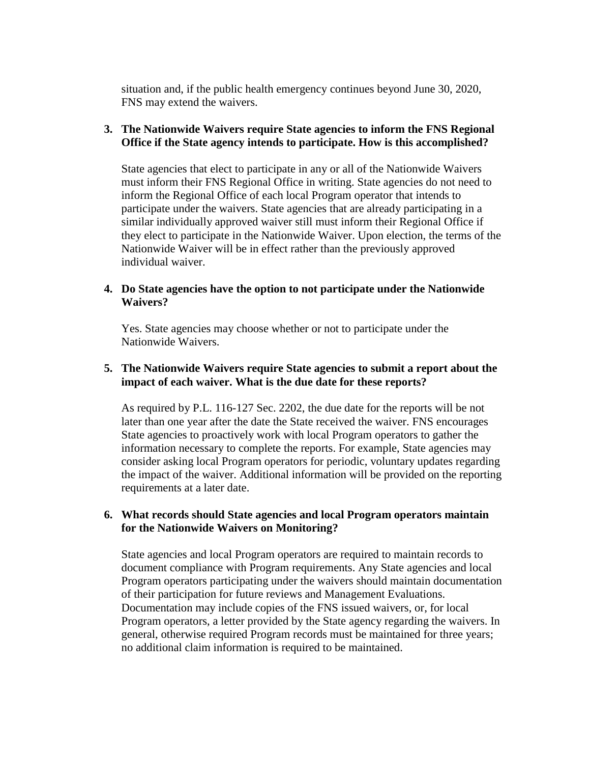situation and, if the public health emergency continues beyond June 30, 2020, FNS may extend the waivers.

3. **The Nationwide Waivers require State agencies to inform the FNS Regional Office if the State agency intends to participate. How is this accomplished?**

   State agencies that elect to participate in any or all of the Nationwide Waivers must inform their FNS Regional Office in writing. State agencies do not need to inform the Regional Office of each local Program operator that intends to participate under the waivers. State agencies that are already participating in a similar individually approved waiver still must inform their Regional Office if they elect to participate in the Nationwide Waiver. Upon election, the terms of the Nationwide Waiver will be in effect rather than the previously approved individual waiver.

4. **Do State agencies have the option to not participate under the Nationwide Waivers?**

   Yes. State agencies may choose whether or not to participate under the Nationwide Waivers.

5. **The Nationwide Waivers require State agencies to submit a report about the impact of each waiver. What is the due date for these reports?**

   As required by P.L. 116-127 Sec. 2202, the due date for the reports will be not later than one year after the date the State received the waiver. FNS encourages State agencies to proactively work with local Program operators to gather the information necessary to complete the reports. For example, State agencies may consider asking local Program operators for periodic, voluntary updates regarding the impact of the waiver. Additional information will be provided on the reporting requirements at a later date.

6. **What records should State agencies and local Program operators maintain for the Nationwide Waivers on Monitoring?**

   State agencies and local Program operators are required to maintain records to document compliance with Program requirements. Any State agencies and local Program operators participating under the waivers should maintain documentation of their participation for future reviews and Management Evaluations. Documentation may include copies of the FNS issued waivers, or, for local Program operators, a letter provided by the State agency regarding the waivers. In general, otherwise required Program records must be maintained for three years; no additional claim information is required to be maintained.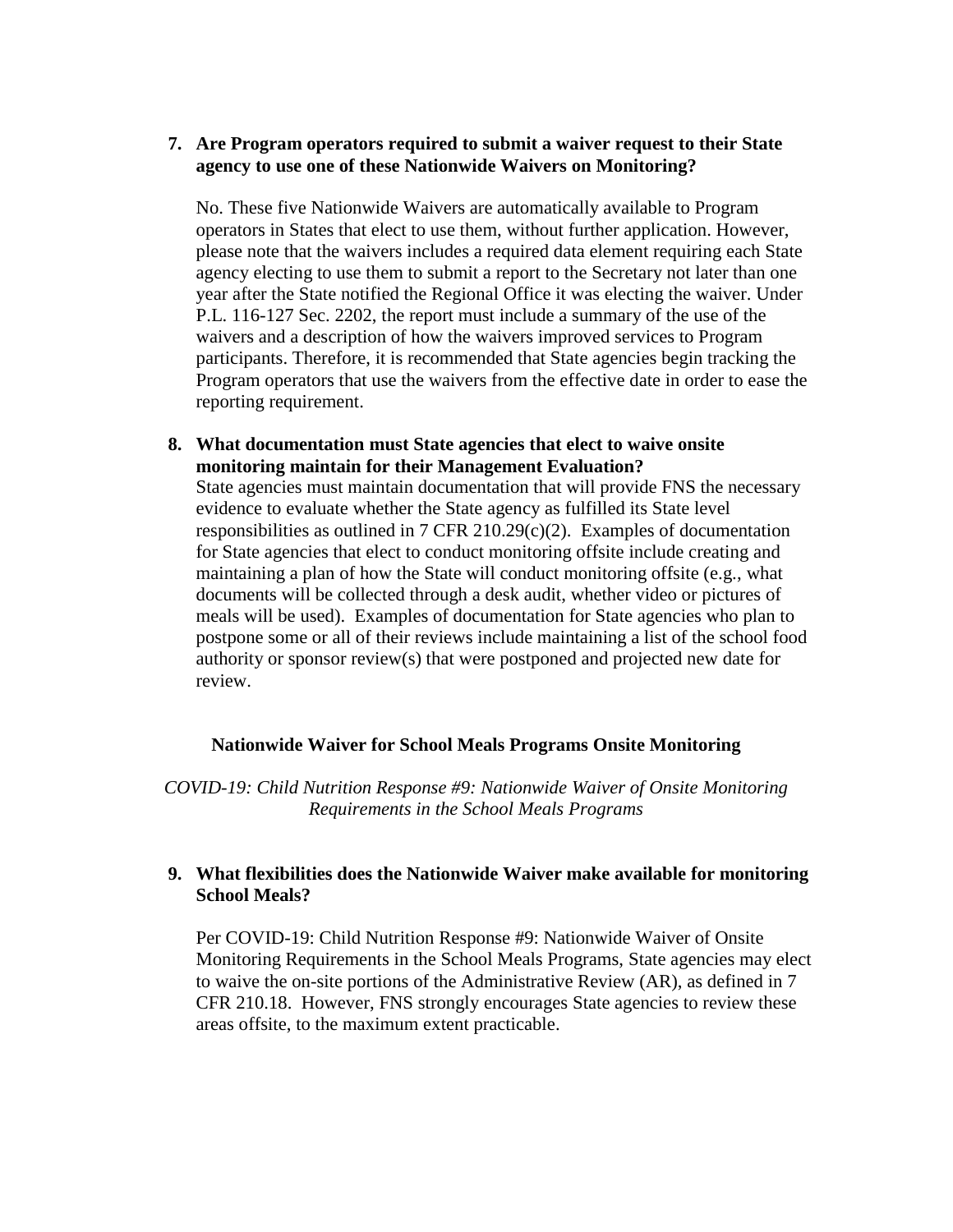7. **Are Program operators required to submit a waiver request to their State agency to use one of these Nationwide Waivers on Monitoring?**

   No. These five Nationwide Waivers are automatically available to Program operators in States that elect to use them, without further application. However, please note that the waivers includes a required data element requiring each State agency electing to use them to submit a report to the Secretary not later than one year after the State notified the Regional Office it was electing the waiver. Under P.L. 116-127 Sec. 2202, the report must include a summary of the use of the waivers and a description of how the waivers improved services to Program participants. Therefore, it is recommended that State agencies begin tracking the Program operators that use the waivers from the effective date in order to ease the reporting requirement.

8. **What documentation must State agencies that elect to waive onsite monitoring maintain for their Management Evaluation?**
   State agencies must maintain documentation that will provide FNS the necessary evidence to evaluate whether the State agency as fulfilled its State level responsibilities as outlined in 7 CFR 210.29(c)(2). Examples of documentation for State agencies that elect to conduct monitoring offsite include creating and maintaining a plan of how the State will conduct monitoring offsite (e.g., what documents will be collected through a desk audit, whether video or pictures of meals will be used). Examples of documentation for State agencies who plan to postpone some or all of their reviews include maintaining a list of the school food authority or sponsor review(s) that were postponed and projected new date for review.

## Nationwide Waiver for School Meals Programs Onsite Monitoring

*COVID-19: Child Nutrition Response #9: Nationwide Waiver of Onsite Monitoring Requirements in the School Meals Programs*

9. **What flexibilities does the Nationwide Waiver make available for monitoring School Meals?**

   Per COVID-19: Child Nutrition Response #9: Nationwide Waiver of Onsite Monitoring Requirements in the School Meals Programs, State agencies may elect to waive the on-site portions of the Administrative Review (AR), as defined in 7 CFR 210.18. However, FNS strongly encourages State agencies to review these areas offsite, to the maximum extent practicable.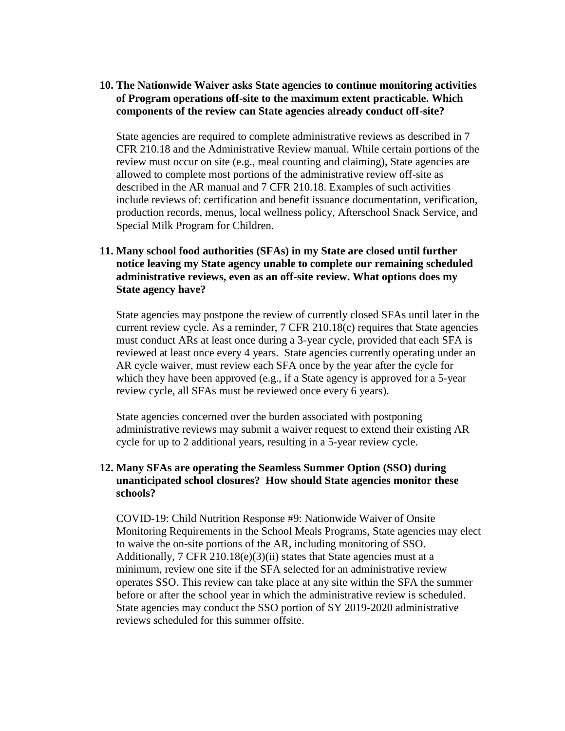**10. The Nationwide Waiver asks State agencies to continue monitoring activities of Program operations off-site to the maximum extent practicable. Which components of the review can State agencies already conduct off-site?**

State agencies are required to complete administrative reviews as described in 7 CFR 210.18 and the Administrative Review manual. While certain portions of the review must occur on site (e.g., meal counting and claiming), State agencies are allowed to complete most portions of the administrative review off-site as described in the AR manual and 7 CFR 210.18. Examples of such activities include reviews of: certification and benefit issuance documentation, verification, production records, menus, local wellness policy, Afterschool Snack Service, and Special Milk Program for Children.

**11. Many school food authorities (SFAs) in my State are closed until further notice leaving my State agency unable to complete our remaining scheduled administrative reviews, even as an off-site review. What options does my State agency have?**

State agencies may postpone the review of currently closed SFAs until later in the current review cycle. As a reminder, 7 CFR 210.18(c) requires that State agencies must conduct ARs at least once during a 3-year cycle, provided that each SFA is reviewed at least once every 4 years. State agencies currently operating under an AR cycle waiver, must review each SFA once by the year after the cycle for which they have been approved (e.g., if a State agency is approved for a 5-year review cycle, all SFAs must be reviewed once every 6 years).

State agencies concerned over the burden associated with postponing administrative reviews may submit a waiver request to extend their existing AR cycle for up to 2 additional years, resulting in a 5-year review cycle.

**12. Many SFAs are operating the Seamless Summer Option (SSO) during unanticipated school closures? How should State agencies monitor these schools?**

COVID-19: Child Nutrition Response #9: Nationwide Waiver of Onsite Monitoring Requirements in the School Meals Programs, State agencies may elect to waive the on-site portions of the AR, including monitoring of SSO. Additionally, 7 CFR 210.18(e)(3)(ii) states that State agencies must at a minimum, review one site if the SFA selected for an administrative review operates SSO. This review can take place at any site within the SFA the summer before or after the school year in which the administrative review is scheduled. State agencies may conduct the SSO portion of SY 2019-2020 administrative reviews scheduled for this summer offsite.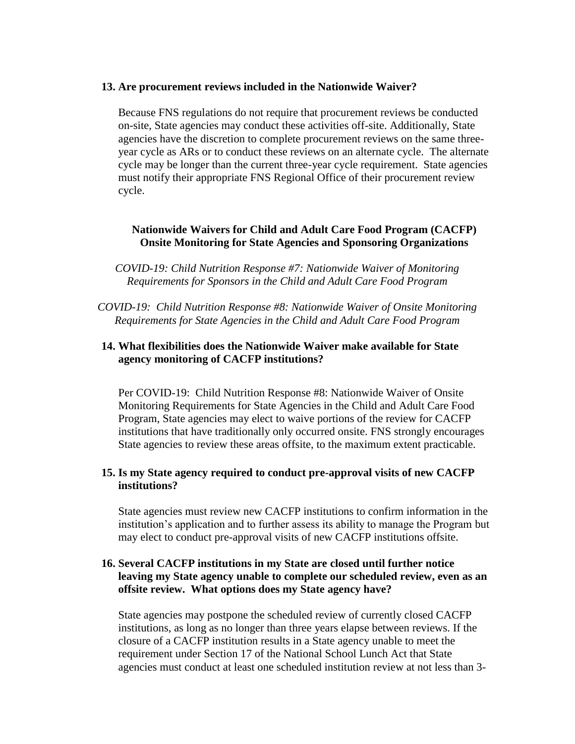**13. Are procurement reviews included in the Nationwide Waiver?**

Because FNS regulations do not require that procurement reviews be conducted on-site, State agencies may conduct these activities off-site. Additionally, State agencies have the discretion to complete procurement reviews on the same three-year cycle as ARs or to conduct these reviews on an alternate cycle. The alternate cycle may be longer than the current three-year cycle requirement. State agencies must notify their appropriate FNS Regional Office of their procurement review cycle.

## Nationwide Waivers for Child and Adult Care Food Program (CACFP) Onsite Monitoring for State Agencies and Sponsoring Organizations

*COVID-19: Child Nutrition Response #7: Nationwide Waiver of Monitoring Requirements for Sponsors in the Child and Adult Care Food Program*

*COVID-19: Child Nutrition Response #8: Nationwide Waiver of Onsite Monitoring Requirements for State Agencies in the Child and Adult Care Food Program*

**14. What flexibilities does the Nationwide Waiver make available for State agency monitoring of CACFP institutions?**

Per COVID-19: Child Nutrition Response #8: Nationwide Waiver of Onsite Monitoring Requirements for State Agencies in the Child and Adult Care Food Program, State agencies may elect to waive portions of the review for CACFP institutions that have traditionally only occurred onsite. FNS strongly encourages State agencies to review these areas offsite, to the maximum extent practicable.

**15. Is my State agency required to conduct pre-approval visits of new CACFP institutions?**

State agencies must review new CACFP institutions to confirm information in the institution's application and to further assess its ability to manage the Program but may elect to conduct pre-approval visits of new CACFP institutions offsite.

**16. Several CACFP institutions in my State are closed until further notice leaving my State agency unable to complete our scheduled review, even as an offsite review. What options does my State agency have?**

State agencies may postpone the scheduled review of currently closed CACFP institutions, as long as no longer than three years elapse between reviews. If the closure of a CACFP institution results in a State agency unable to meet the requirement under Section 17 of the National School Lunch Act that State agencies must conduct at least one scheduled institution review at not less than 3-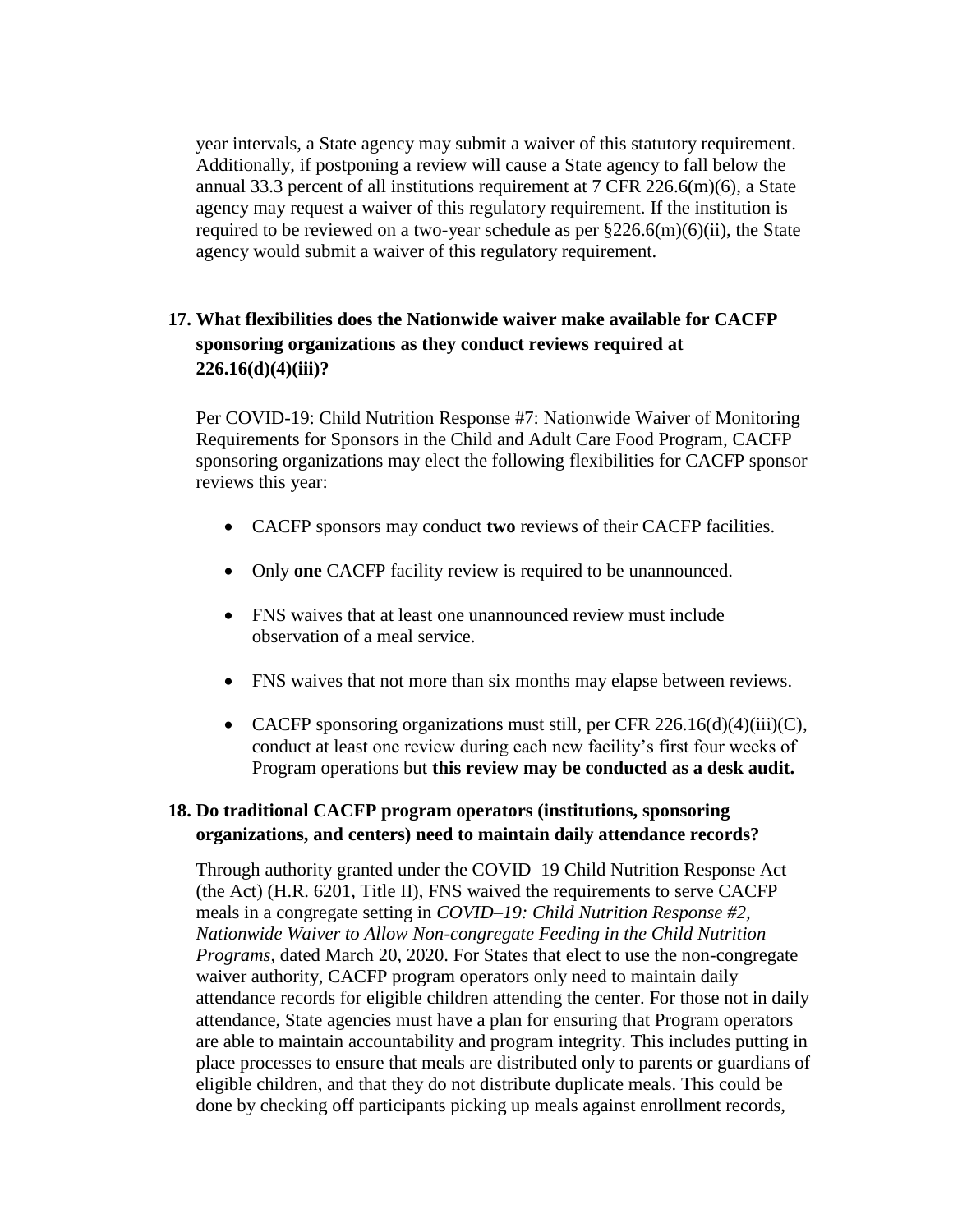year intervals, a State agency may submit a waiver of this statutory requirement. Additionally, if postponing a review will cause a State agency to fall below the annual 33.3 percent of all institutions requirement at 7 CFR 226.6(m)(6), a State agency may request a waiver of this regulatory requirement. If the institution is required to be reviewed on a two-year schedule as per §226.6(m)(6)(ii), the State agency would submit a waiver of this regulatory requirement.

**17. What flexibilities does the Nationwide waiver make available for CACFP sponsoring organizations as they conduct reviews required at 226.16(d)(4)(iii)?**

Per COVID-19: Child Nutrition Response #7: Nationwide Waiver of Monitoring Requirements for Sponsors in the Child and Adult Care Food Program, CACFP sponsoring organizations may elect the following flexibilities for CACFP sponsor reviews this year:

- CACFP sponsors may conduct **two** reviews of their CACFP facilities.
- Only **one** CACFP facility review is required to be unannounced.
- FNS waives that at least one unannounced review must include observation of a meal service.
- FNS waives that not more than six months may elapse between reviews.
- CACFP sponsoring organizations must still, per CFR 226.16(d)(4)(iii)(C), conduct at least one review during each new facility's first four weeks of Program operations but **this review may be conducted as a desk audit.**

**18. Do traditional CACFP program operators (institutions, sponsoring organizations, and centers) need to maintain daily attendance records?**

Through authority granted under the COVID–19 Child Nutrition Response Act (the Act) (H.R. 6201, Title II), FNS waived the requirements to serve CACFP meals in a congregate setting in *COVID–19: Child Nutrition Response #2, Nationwide Waiver to Allow Non-congregate Feeding in the Child Nutrition Programs*, dated March 20, 2020. For States that elect to use the non-congregate waiver authority, CACFP program operators only need to maintain daily attendance records for eligible children attending the center. For those not in daily attendance, State agencies must have a plan for ensuring that Program operators are able to maintain accountability and program integrity. This includes putting in place processes to ensure that meals are distributed only to parents or guardians of eligible children, and that they do not distribute duplicate meals. This could be done by checking off participants picking up meals against enrollment records,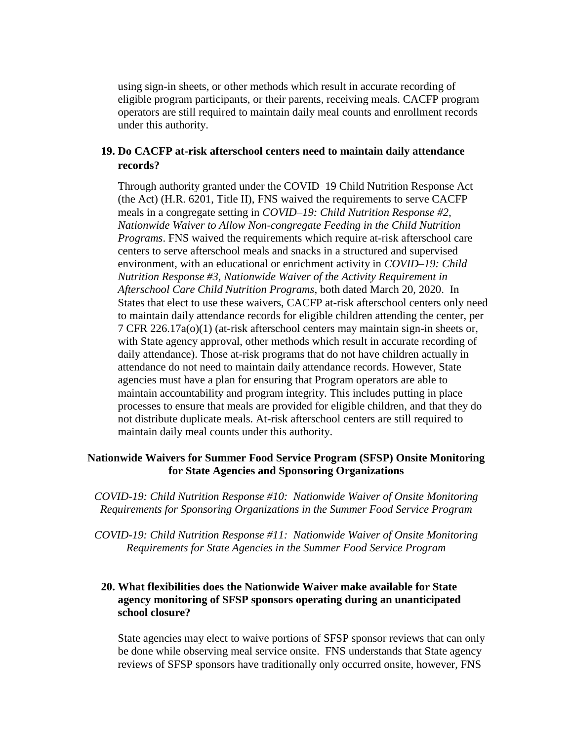using sign-in sheets, or other methods which result in accurate recording of eligible program participants, or their parents, receiving meals. CACFP program operators are still required to maintain daily meal counts and enrollment records under this authority.

**19. Do CACFP at-risk afterschool centers need to maintain daily attendance records?**

Through authority granted under the COVID–19 Child Nutrition Response Act (the Act) (H.R. 6201, Title II), FNS waived the requirements to serve CACFP meals in a congregate setting in *COVID–19: Child Nutrition Response #2, Nationwide Waiver to Allow Non-congregate Feeding in the Child Nutrition Programs*. FNS waived the requirements which require at-risk afterschool care centers to serve afterschool meals and snacks in a structured and supervised environment, with an educational or enrichment activity in *COVID–19: Child Nutrition Response #3, Nationwide Waiver of the Activity Requirement in Afterschool Care Child Nutrition Programs*, both dated March 20, 2020. In States that elect to use these waivers, CACFP at-risk afterschool centers only need to maintain daily attendance records for eligible children attending the center, per 7 CFR 226.17a(o)(1) (at-risk afterschool centers may maintain sign-in sheets or, with State agency approval, other methods which result in accurate recording of daily attendance). Those at-risk programs that do not have children actually in attendance do not need to maintain daily attendance records. However, State agencies must have a plan for ensuring that Program operators are able to maintain accountability and program integrity. This includes putting in place processes to ensure that meals are provided for eligible children, and that they do not distribute duplicate meals. At-risk afterschool centers are still required to maintain daily meal counts under this authority.

**Nationwide Waivers for Summer Food Service Program (SFSP) Onsite Monitoring for State Agencies and Sponsoring Organizations**

*COVID-19: Child Nutrition Response #10: Nationwide Waiver of Onsite Monitoring Requirements for Sponsoring Organizations in the Summer Food Service Program*

*COVID-19: Child Nutrition Response #11: Nationwide Waiver of Onsite Monitoring Requirements for State Agencies in the Summer Food Service Program*

**20. What flexibilities does the Nationwide Waiver make available for State agency monitoring of SFSP sponsors operating during an unanticipated school closure?**

State agencies may elect to waive portions of SFSP sponsor reviews that can only be done while observing meal service onsite. FNS understands that State agency reviews of SFSP sponsors have traditionally only occurred onsite, however, FNS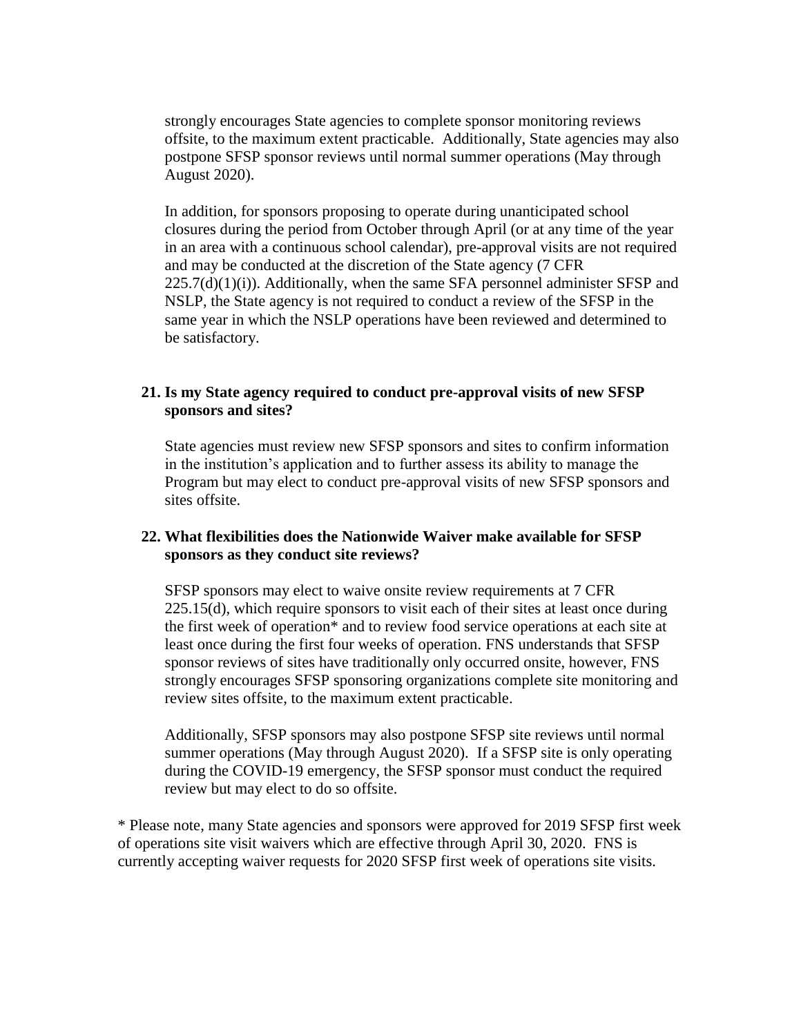strongly encourages State agencies to complete sponsor monitoring reviews offsite, to the maximum extent practicable. Additionally, State agencies may also postpone SFSP sponsor reviews until normal summer operations (May through August 2020).

In addition, for sponsors proposing to operate during unanticipated school closures during the period from October through April (or at any time of the year in an area with a continuous school calendar), pre-approval visits are not required and may be conducted at the discretion of the State agency (7 CFR 225.7(d)(1)(i)). Additionally, when the same SFA personnel administer SFSP and NSLP, the State agency is not required to conduct a review of the SFSP in the same year in which the NSLP operations have been reviewed and determined to be satisfactory.

**21. Is my State agency required to conduct pre-approval visits of new SFSP sponsors and sites?**

State agencies must review new SFSP sponsors and sites to confirm information in the institution's application and to further assess its ability to manage the Program but may elect to conduct pre-approval visits of new SFSP sponsors and sites offsite.

**22. What flexibilities does the Nationwide Waiver make available for SFSP sponsors as they conduct site reviews?**

SFSP sponsors may elect to waive onsite review requirements at 7 CFR 225.15(d), which require sponsors to visit each of their sites at least once during the first week of operation* and to review food service operations at each site at least once during the first four weeks of operation. FNS understands that SFSP sponsor reviews of sites have traditionally only occurred onsite, however, FNS strongly encourages SFSP sponsoring organizations complete site monitoring and review sites offsite, to the maximum extent practicable.

Additionally, SFSP sponsors may also postpone SFSP site reviews until normal summer operations (May through August 2020). If a SFSP site is only operating during the COVID-19 emergency, the SFSP sponsor must conduct the required review but may elect to do so offsite.

* Please note, many State agencies and sponsors were approved for 2019 SFSP first week of operations site visit waivers which are effective through April 30, 2020. FNS is currently accepting waiver requests for 2020 SFSP first week of operations site visits.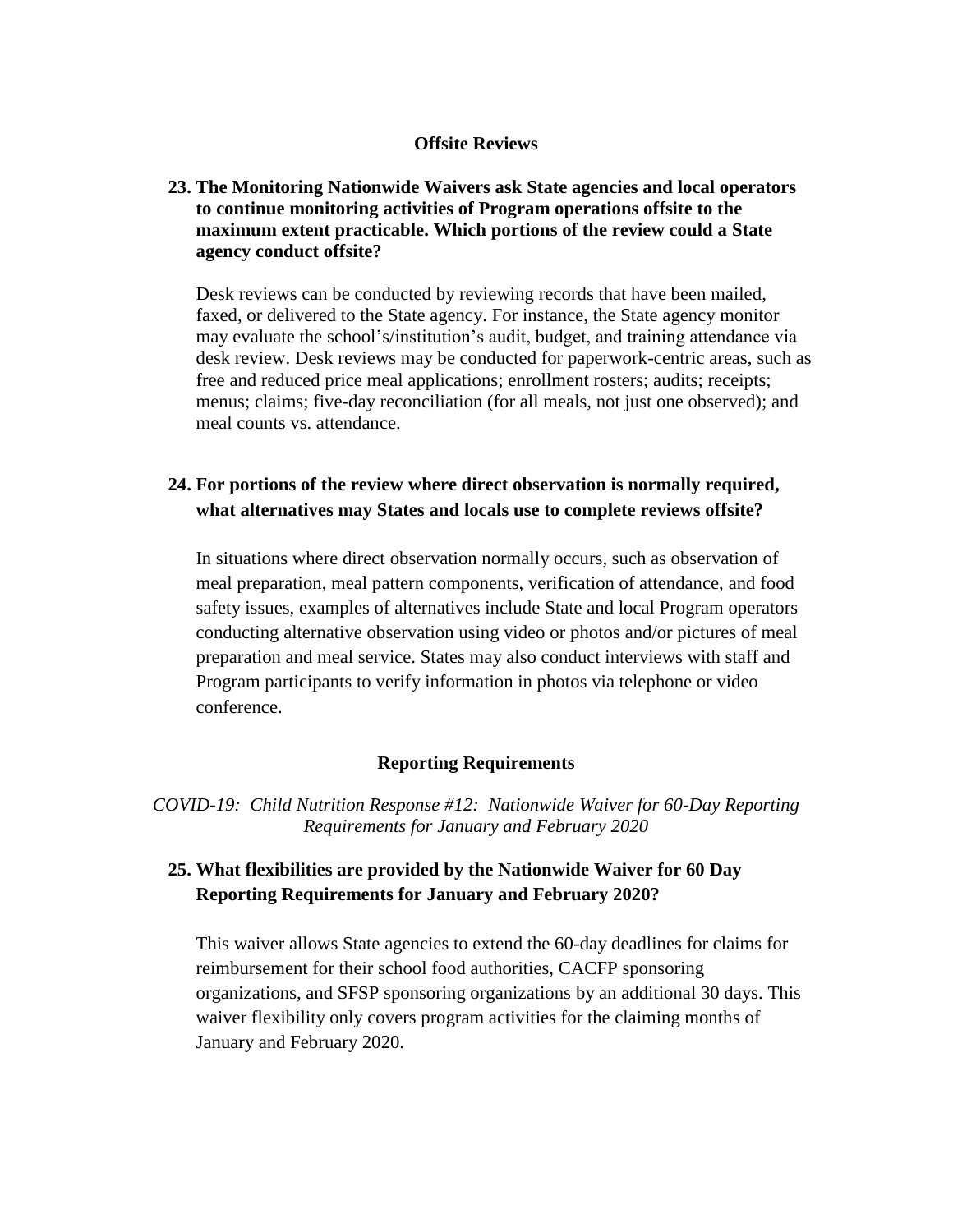## Offsite Reviews

**23. The Monitoring Nationwide Waivers ask State agencies and local operators to continue monitoring activities of Program operations offsite to the maximum extent practicable. Which portions of the review could a State agency conduct offsite?**

Desk reviews can be conducted by reviewing records that have been mailed, faxed, or delivered to the State agency. For instance, the State agency monitor may evaluate the school's/institution's audit, budget, and training attendance via desk review. Desk reviews may be conducted for paperwork-centric areas, such as free and reduced price meal applications; enrollment rosters; audits; receipts; menus; claims; five-day reconciliation (for all meals, not just one observed); and meal counts vs. attendance.

**24. For portions of the review where direct observation is normally required, what alternatives may States and locals use to complete reviews offsite?**

In situations where direct observation normally occurs, such as observation of meal preparation, meal pattern components, verification of attendance, and food safety issues, examples of alternatives include State and local Program operators conducting alternative observation using video or photos and/or pictures of meal preparation and meal service. States may also conduct interviews with staff and Program participants to verify information in photos via telephone or video conference.

## Reporting Requirements

*COVID-19: Child Nutrition Response #12: Nationwide Waiver for 60-Day Reporting Requirements for January and February 2020*

**25. What flexibilities are provided by the Nationwide Waiver for 60 Day Reporting Requirements for January and February 2020?**

This waiver allows State agencies to extend the 60-day deadlines for claims for reimbursement for their school food authorities, CACFP sponsoring organizations, and SFSP sponsoring organizations by an additional 30 days. This waiver flexibility only covers program activities for the claiming months of January and February 2020.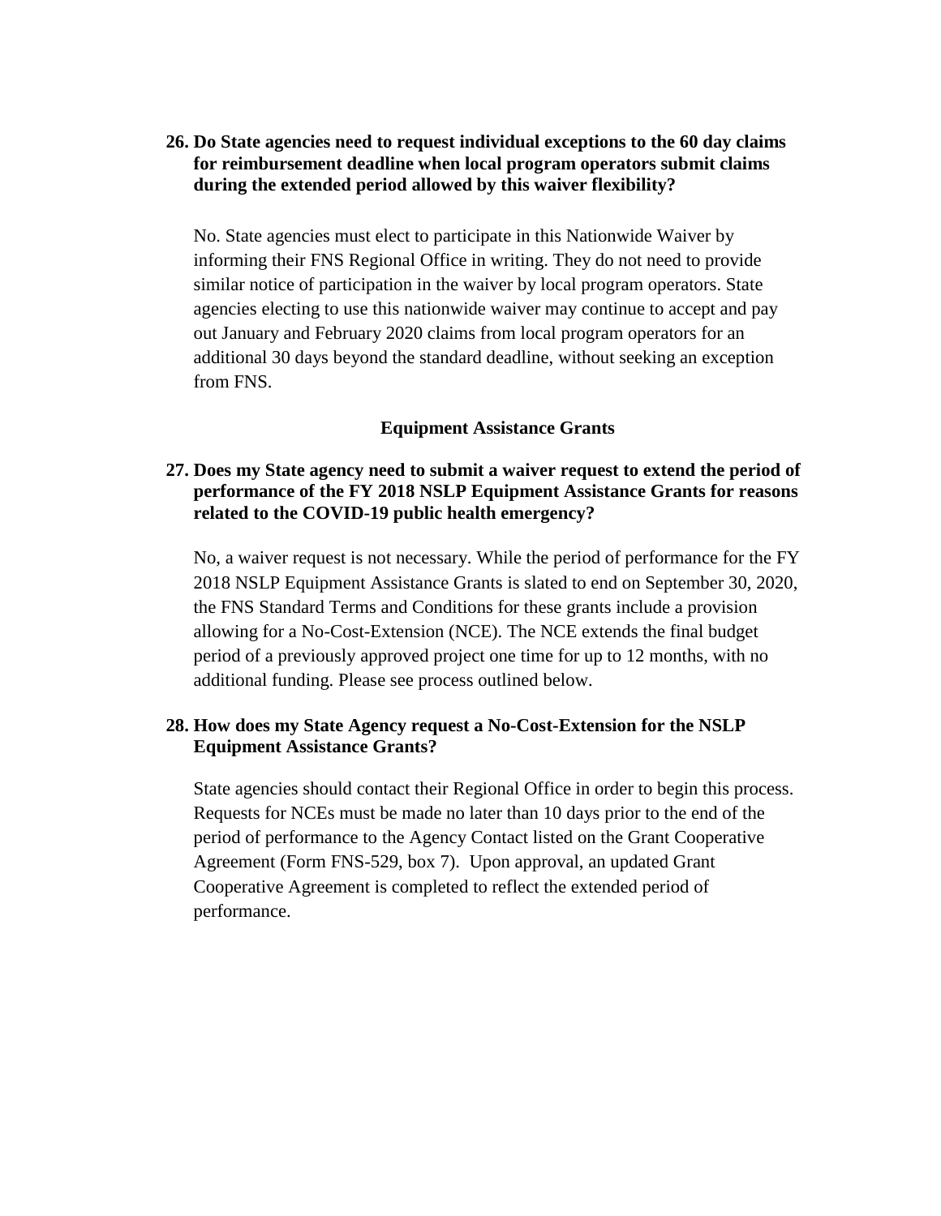**26. Do State agencies need to request individual exceptions to the 60 day claims for reimbursement deadline when local program operators submit claims during the extended period allowed by this waiver flexibility?**

No. State agencies must elect to participate in this Nationwide Waiver by informing their FNS Regional Office in writing. They do not need to provide similar notice of participation in the waiver by local program operators. State agencies electing to use this nationwide waiver may continue to accept and pay out January and February 2020 claims from local program operators for an additional 30 days beyond the standard deadline, without seeking an exception from FNS.

### Equipment Assistance Grants

**27. Does my State agency need to submit a waiver request to extend the period of performance of the FY 2018 NSLP Equipment Assistance Grants for reasons related to the COVID-19 public health emergency?**

No, a waiver request is not necessary. While the period of performance for the FY 2018 NSLP Equipment Assistance Grants is slated to end on September 30, 2020, the FNS Standard Terms and Conditions for these grants include a provision allowing for a No-Cost-Extension (NCE). The NCE extends the final budget period of a previously approved project one time for up to 12 months, with no additional funding. Please see process outlined below.

**28. How does my State Agency request a No-Cost-Extension for the NSLP Equipment Assistance Grants?**

State agencies should contact their Regional Office in order to begin this process. Requests for NCEs must be made no later than 10 days prior to the end of the period of performance to the Agency Contact listed on the Grant Cooperative Agreement (Form FNS-529, box 7). Upon approval, an updated Grant Cooperative Agreement is completed to reflect the extended period of performance.